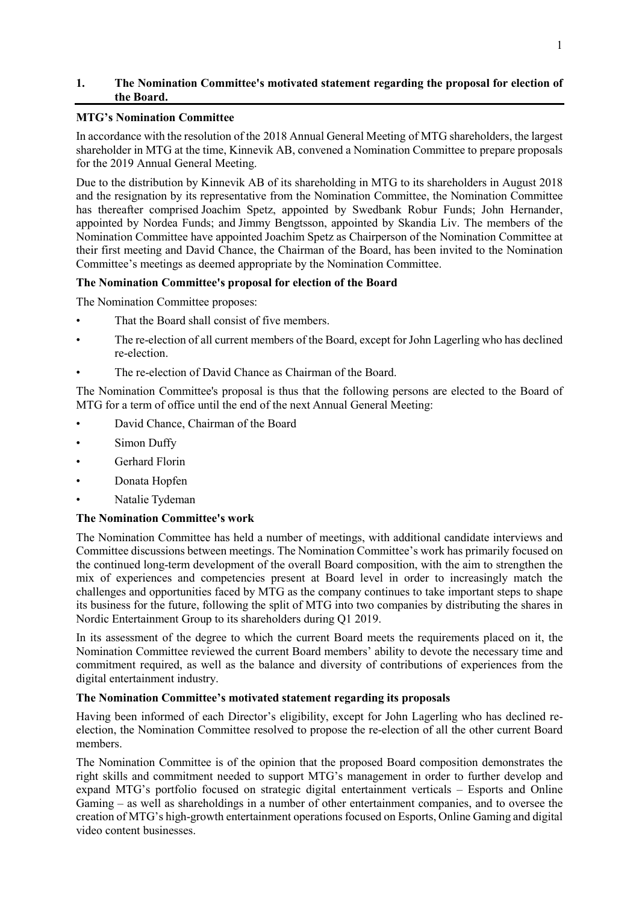## 1. The Nomination Committee's motivated statement regarding the proposal for election of the Board.

**MTG's Nomination Committee**

In accordance with the resolution of the 2018 Annual General Meeting of MTG shareholders, the largest shareholder in MTG at the time, Kinnevik AB, convened a Nomination Committee to prepare proposals for the 2019 Annual General Meeting.

Due to the distribution by Kinnevik AB of its shareholding in MTG to its shareholders in August 2018 and the resignation by its representative from the Nomination Committee, the Nomination Committee has thereafter comprised Joachim Spetz, appointed by Swedbank Robur Funds; John Hernander, appointed by Nordea Funds; and Jimmy Bengtsson, appointed by Skandia Liv. The members of the Nomination Committee have appointed Joachim Spetz as Chairperson of the Nomination Committee at their first meeting and David Chance, the Chairman of the Board, has been invited to the Nomination Committee's meetings as deemed appropriate by the Nomination Committee.

**The Nomination Committee's proposal for election of the Board**

The Nomination Committee proposes:

- That the Board shall consist of five members.
- The re-election of all current members of the Board, except for John Lagerling who has declined re-election.
- The re-election of David Chance as Chairman of the Board.

The Nomination Committee's proposal is thus that the following persons are elected to the Board of MTG for a term of office until the end of the next Annual General Meeting:

- David Chance, Chairman of the Board
- Simon Duffy
- Gerhard Florin
- Donata Hopfen
- Natalie Tydeman

**The Nomination Committee's work**

The Nomination Committee has held a number of meetings, with additional candidate interviews and Committee discussions between meetings. The Nomination Committee's work has primarily focused on the continued long-term development of the overall Board composition, with the aim to strengthen the mix of experiences and competencies present at Board level in order to increasingly match the challenges and opportunities faced by MTG as the company continues to take important steps to shape its business for the future, following the split of MTG into two companies by distributing the shares in Nordic Entertainment Group to its shareholders during Q1 2019.

In its assessment of the degree to which the current Board meets the requirements placed on it, the Nomination Committee reviewed the current Board members' ability to devote the necessary time and commitment required, as well as the balance and diversity of contributions of experiences from the digital entertainment industry.

**The Nomination Committee's motivated statement regarding its proposals**

Having been informed of each Director's eligibility, except for John Lagerling who has declined re-election, the Nomination Committee resolved to propose the re-election of all the other current Board members.

The Nomination Committee is of the opinion that the proposed Board composition demonstrates the right skills and commitment needed to support MTG's management in order to further develop and expand MTG's portfolio focused on strategic digital entertainment verticals – Esports and Online Gaming – as well as shareholdings in a number of other entertainment companies, and to oversee the creation of MTG's high-growth entertainment operations focused on Esports, Online Gaming and digital video content businesses.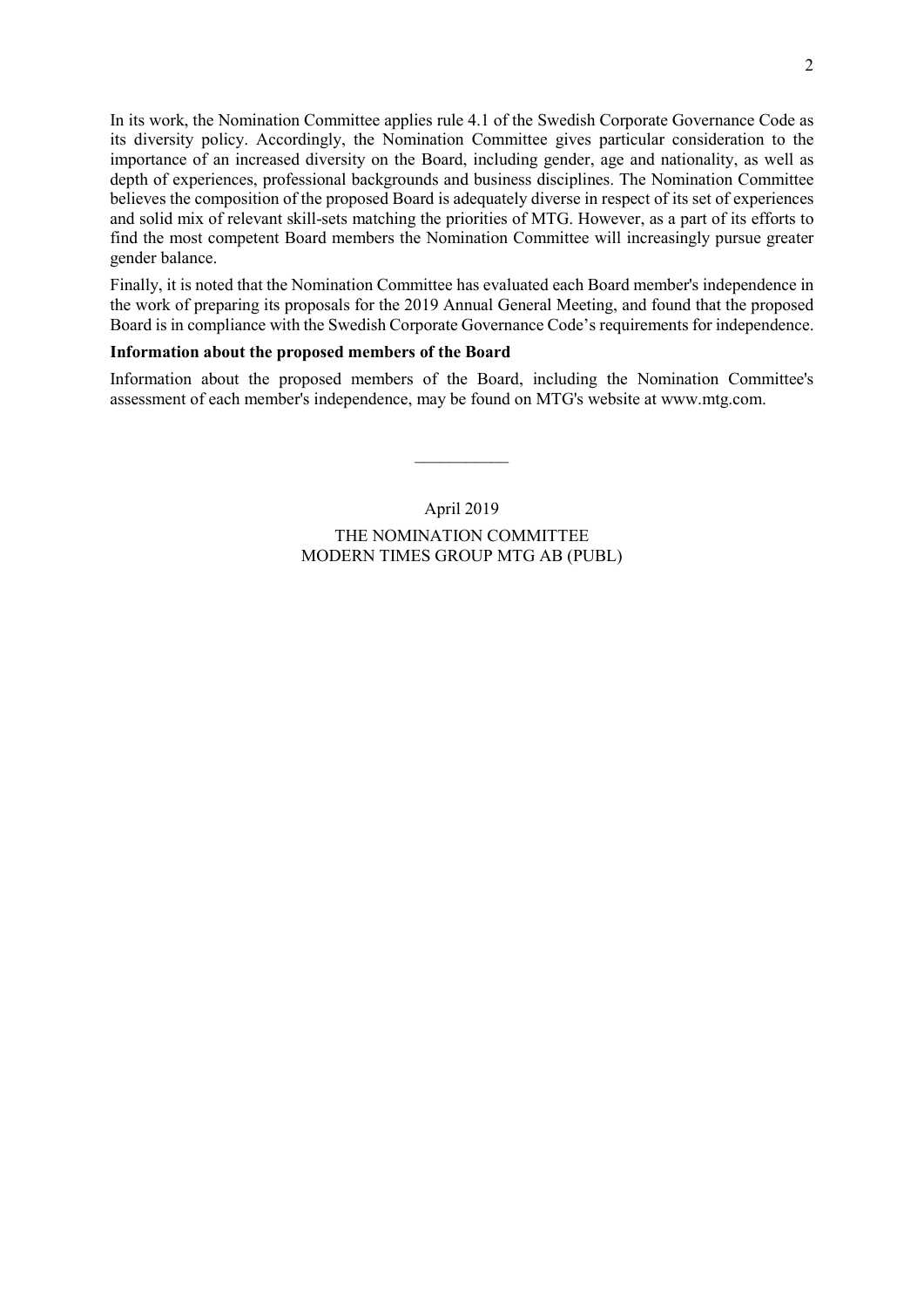In its work, the Nomination Committee applies rule 4.1 of the Swedish Corporate Governance Code as its diversity policy. Accordingly, the Nomination Committee gives particular consideration to the importance of an increased diversity on the Board, including gender, age and nationality, as well as depth of experiences, professional backgrounds and business disciplines. The Nomination Committee believes the composition of the proposed Board is adequately diverse in respect of its set of experiences and solid mix of relevant skill-sets matching the priorities of MTG. However, as a part of its efforts to find the most competent Board members the Nomination Committee will increasingly pursue greater gender balance.

Finally, it is noted that the Nomination Committee has evaluated each Board member's independence in the work of preparing its proposals for the 2019 Annual General Meeting, and found that the proposed Board is in compliance with the Swedish Corporate Governance Code's requirements for independence.

**Information about the proposed members of the Board**

Information about the proposed members of the Board, including the Nomination Committee's assessment of each member's independence, may be found on MTG's website at www.mtg.com.

___________

April 2019

THE NOMINATION COMMITTEE
MODERN TIMES GROUP MTG AB (PUBL)